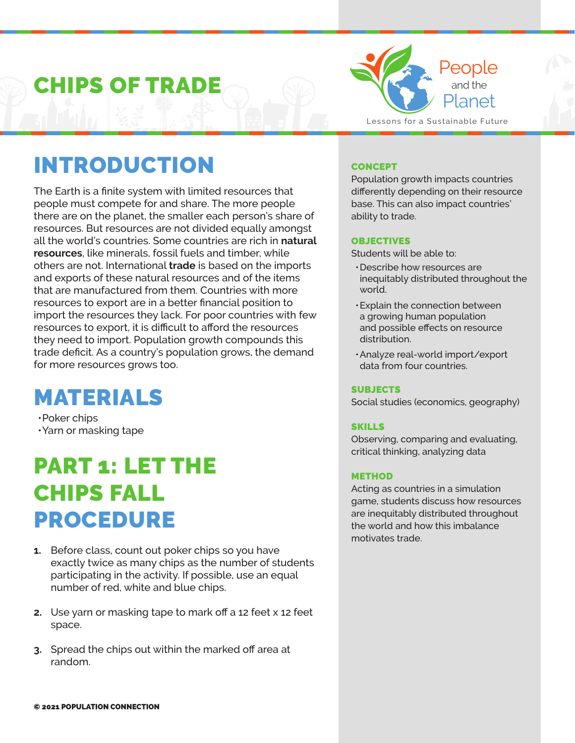# CHIPS OF TRADE

People and the Planet
Lessons for a Sustainable Future

## INTRODUCTION

The Earth is a finite system with limited resources that people must compete for and share. The more people there are on the planet, the smaller each person's share of resources. But resources are not divided equally amongst all the world's countries. Some countries are rich in **natural resources**, like minerals, fossil fuels and timber, while others are not. International **trade** is based on the imports and exports of these natural resources and of the items that are manufactured from them. Countries with more resources to export are in a better financial position to import the resources they lack. For poor countries with few resources to export, it is difficult to afford the resources they need to import. Population growth compounds this trade deficit. As a country's population grows, the demand for more resources grows too.

### CONCEPT

Population growth impacts countries differently depending on their resource base. This can also impact countries' ability to trade.

### OBJECTIVES

Students will be able to:

- Describe how resources are inequitably distributed throughout the world.
- Explain the connection between a growing human population and possible effects on resource distribution.
- Analyze real-world import/export data from four countries.

### SUBJECTS

Social studies (economics, geography)

### SKILLS

Observing, comparing and evaluating, critical thinking, analyzing data

### METHOD

Acting as countries in a simulation game, students discuss how resources are inequitably distributed throughout the world and how this imbalance motivates trade.

## MATERIALS

- Poker chips
- Yarn or masking tape

## PART 1: LET THE CHIPS FALL

## PROCEDURE

1. Before class, count out poker chips so you have exactly twice as many chips as the number of students participating in the activity. If possible, use an equal number of red, white and blue chips.
2. Use yarn or masking tape to mark off a 12 feet x 12 feet space.
3. Spread the chips out within the marked off area at random.

© 2021 POPULATION CONNECTION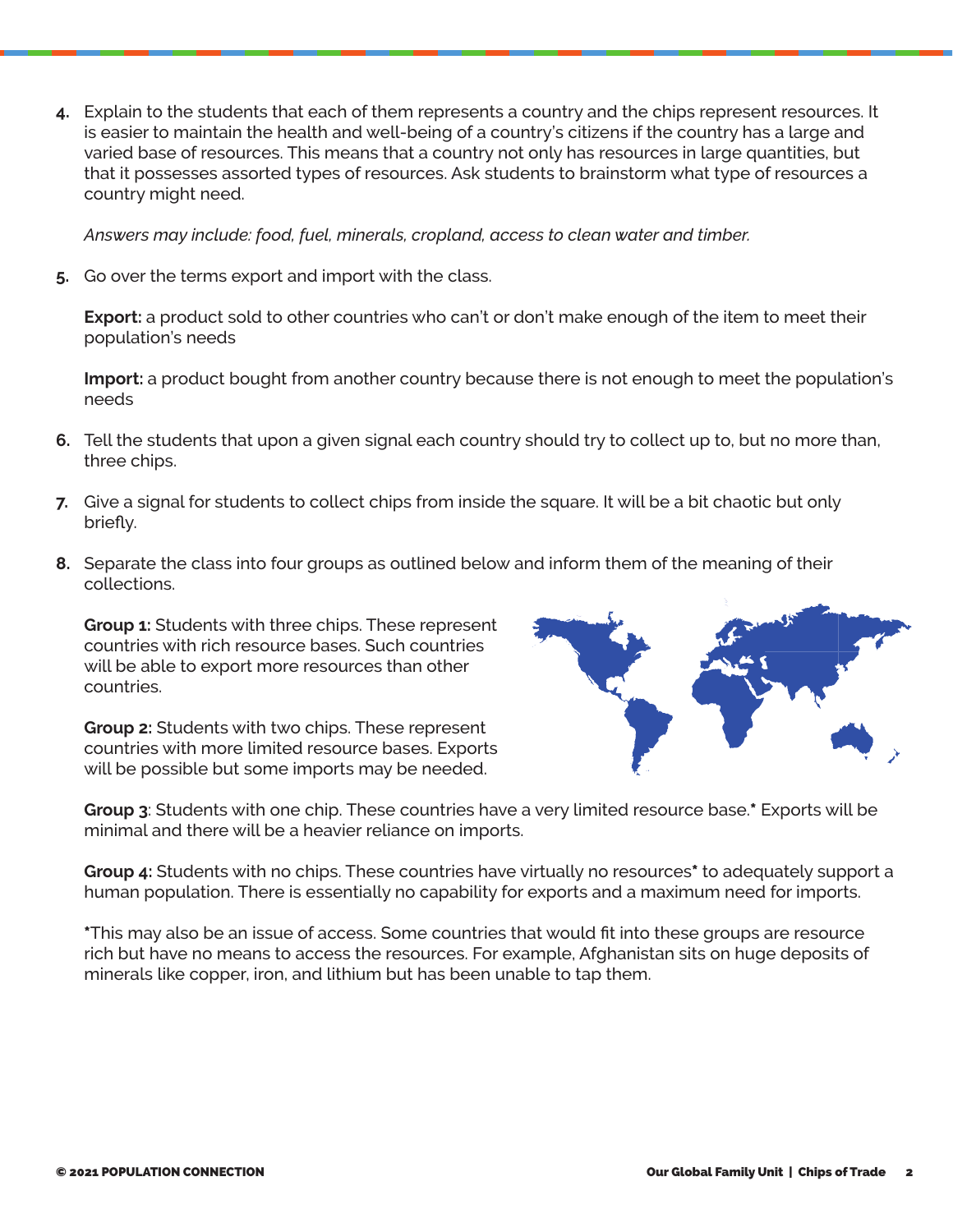4. Explain to the students that each of them represents a country and the chips represent resources. It is easier to maintain the health and well-being of a country's citizens if the country has a large and varied base of resources. This means that a country not only has resources in large quantities, but that it possesses assorted types of resources. Ask students to brainstorm what type of resources a country might need.

   *Answers may include: food, fuel, minerals, cropland, access to clean water and timber.*

5. Go over the terms export and import with the class.

   **Export:** a product sold to other countries who can't or don't make enough of the item to meet their population's needs

   **Import:** a product bought from another country because there is not enough to meet the population's needs

6. Tell the students that upon a given signal each country should try to collect up to, but no more than, three chips.

7. Give a signal for students to collect chips from inside the square. It will be a bit chaotic but only briefly.

8. Separate the class into four groups as outlined below and inform them of the meaning of their collections.

   **Group 1:** Students with three chips. These represent countries with rich resource bases. Such countries will be able to export more resources than other countries.

   **Group 2:** Students with two chips. These represent countries with more limited resource bases. Exports will be possible but some imports may be needed.

   **Group 3**: Students with one chip. These countries have a very limited resource base.* Exports will be minimal and there will be a heavier reliance on imports.

   **Group 4:** Students with no chips. These countries have virtually no resources* to adequately support a human population. There is essentially no capability for exports and a maximum need for imports.

   *This may also be an issue of access. Some countries that would fit into these groups are resource rich but have no means to access the resources. For example, Afghanistan sits on huge deposits of minerals like copper, iron, and lithium but has been unable to tap them.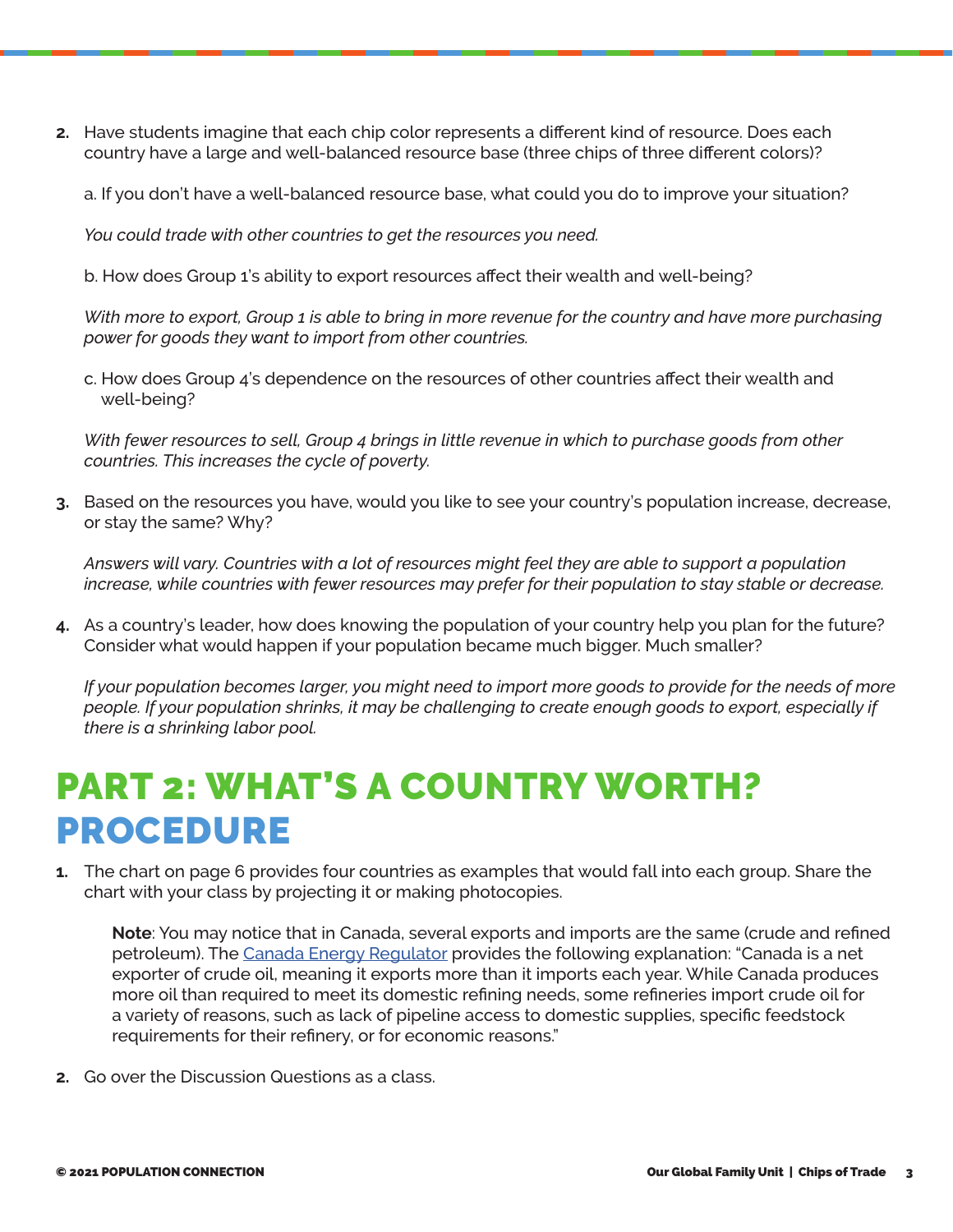2. Have students imagine that each chip color represents a different kind of resource. Does each country have a large and well-balanced resource base (three chips of three different colors)?

   a. If you don't have a well-balanced resource base, what could you do to improve your situation?

   *You could trade with other countries to get the resources you need.*

   b. How does Group 1's ability to export resources affect their wealth and well-being?

   *With more to export, Group 1 is able to bring in more revenue for the country and have more purchasing power for goods they want to import from other countries.*

   c. How does Group 4's dependence on the resources of other countries affect their wealth and well-being?

   *With fewer resources to sell, Group 4 brings in little revenue in which to purchase goods from other countries. This increases the cycle of poverty.*

3. Based on the resources you have, would you like to see your country's population increase, decrease, or stay the same? Why?

   *Answers will vary. Countries with a lot of resources might feel they are able to support a population increase, while countries with fewer resources may prefer for their population to stay stable or decrease.*

4. As a country's leader, how does knowing the population of your country help you plan for the future? Consider what would happen if your population became much bigger. Much smaller?

   *If your population becomes larger, you might need to import more goods to provide for the needs of more people. If your population shrinks, it may be challenging to create enough goods to export, especially if there is a shrinking labor pool.*

# PART 2: WHAT'S A COUNTRY WORTH?

## PROCEDURE

1. The chart on page 6 provides four countries as examples that would fall into each group. Share the chart with your class by projecting it or making photocopies.

   **Note**: You may notice that in Canada, several exports and imports are the same (crude and refined petroleum). The Canada Energy Regulator provides the following explanation: "Canada is a net exporter of crude oil, meaning it exports more than it imports each year. While Canada produces more oil than required to meet its domestic refining needs, some refineries import crude oil for a variety of reasons, such as lack of pipeline access to domestic supplies, specific feedstock requirements for their refinery, or for economic reasons."

2. Go over the Discussion Questions as a class.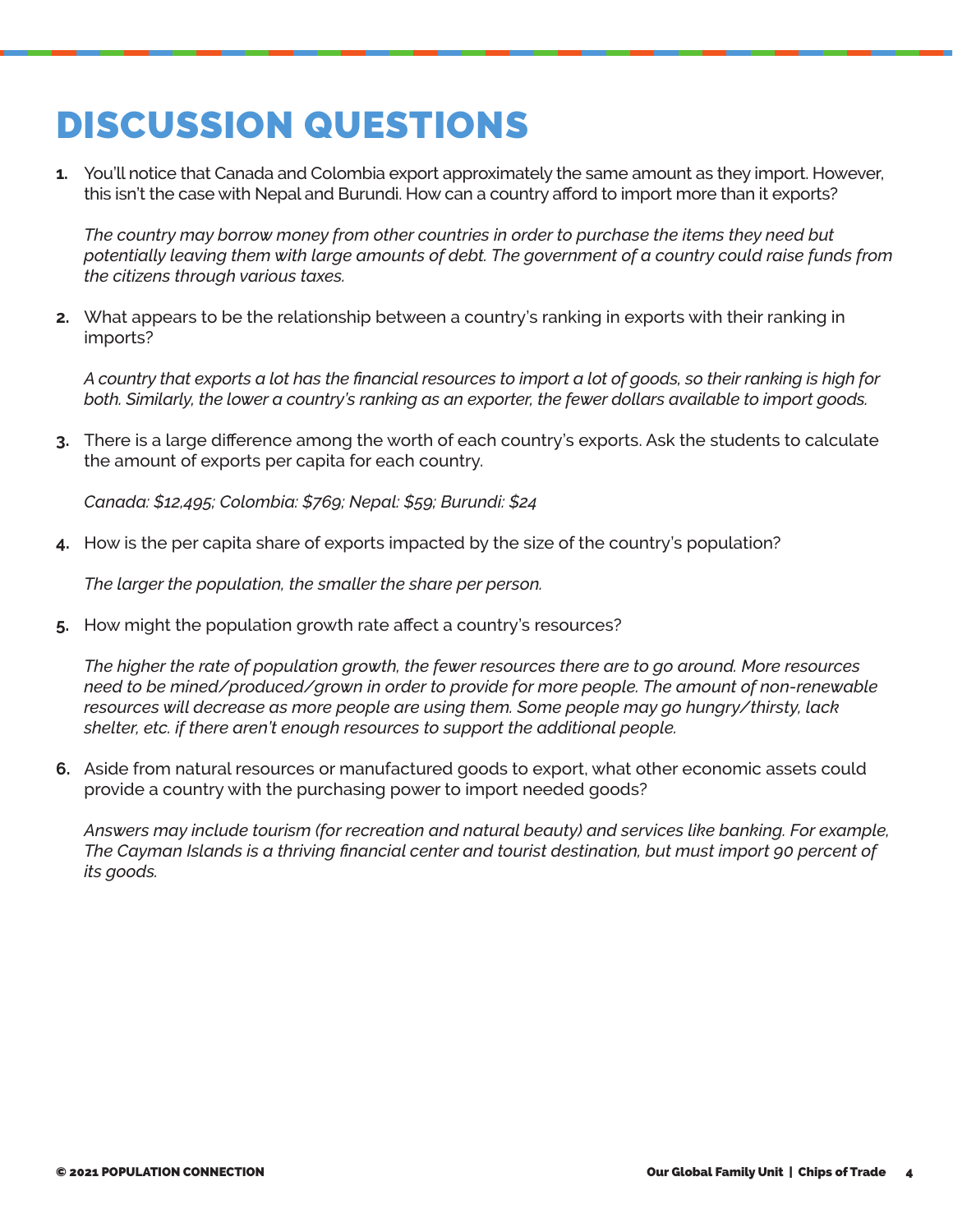# DISCUSSION QUESTIONS

1. You'll notice that Canada and Colombia export approximately the same amount as they import. However, this isn't the case with Nepal and Burundi. How can a country afford to import more than it exports?

   *The country may borrow money from other countries in order to purchase the items they need but potentially leaving them with large amounts of debt. The government of a country could raise funds from the citizens through various taxes.*

2. What appears to be the relationship between a country's ranking in exports with their ranking in imports?

   *A country that exports a lot has the financial resources to import a lot of goods, so their ranking is high for both. Similarly, the lower a country's ranking as an exporter, the fewer dollars available to import goods.*

3. There is a large difference among the worth of each country's exports. Ask the students to calculate the amount of exports per capita for each country.

   *Canada: $12,495; Colombia: $769; Nepal: $59; Burundi: $24*

4. How is the per capita share of exports impacted by the size of the country's population?

   *The larger the population, the smaller the share per person.*

5. How might the population growth rate affect a country's resources?

   *The higher the rate of population growth, the fewer resources there are to go around. More resources need to be mined/produced/grown in order to provide for more people. The amount of non-renewable resources will decrease as more people are using them. Some people may go hungry/thirsty, lack shelter, etc. if there aren't enough resources to support the additional people.*

6. Aside from natural resources or manufactured goods to export, what other economic assets could provide a country with the purchasing power to import needed goods?

   *Answers may include tourism (for recreation and natural beauty) and services like banking. For example, The Cayman Islands is a thriving financial center and tourist destination, but must import 90 percent of its goods.*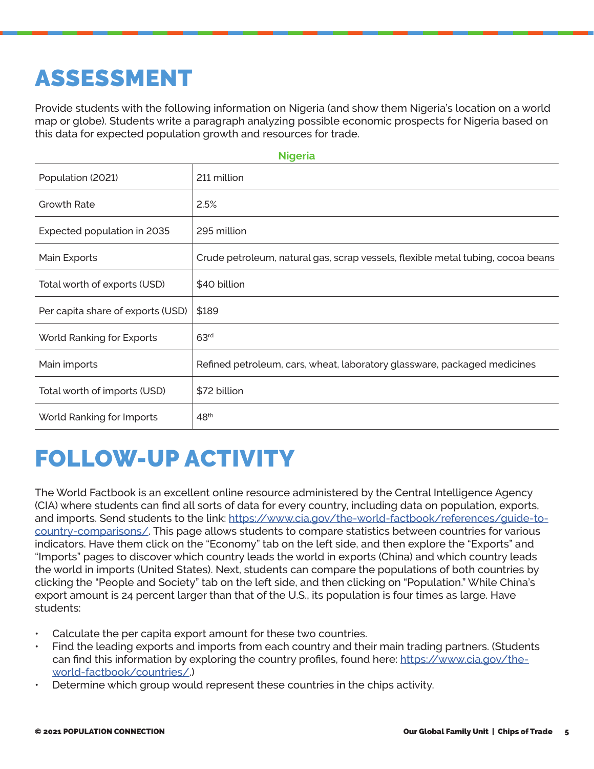# ASSESSMENT

Provide students with the following information on Nigeria (and show them Nigeria's location on a world map or globe). Students write a paragraph analyzing possible economic prospects for Nigeria based on this data for expected population growth and resources for trade.

| Nigeria | |
|---|---|
| Population (2021) | 211 million |
| Growth Rate | 2.5% |
| Expected population in 2035 | 295 million |
| Main Exports | Crude petroleum, natural gas, scrap vessels, flexible metal tubing, cocoa beans |
| Total worth of exports (USD) | $40 billion |
| Per capita share of exports (USD) | $189 |
| World Ranking for Exports | 63rd |
| Main imports | Refined petroleum, cars, wheat, laboratory glassware, packaged medicines |
| Total worth of imports (USD) | $72 billion |
| World Ranking for Imports | 48th |

# FOLLOW-UP ACTIVITY

The World Factbook is an excellent online resource administered by the Central Intelligence Agency (CIA) where students can find all sorts of data for every country, including data on population, exports, and imports. Send students to the link: https://www.cia.gov/the-world-factbook/references/guide-to-country-comparisons/. This page allows students to compare statistics between countries for various indicators. Have them click on the "Economy" tab on the left side, and then explore the "Exports" and "Imports" pages to discover which country leads the world in exports (China) and which country leads the world in imports (United States). Next, students can compare the populations of both countries by clicking the "People and Society" tab on the left side, and then clicking on "Population." While China's export amount is 24 percent larger than that of the U.S., its population is four times as large. Have students:

- Calculate the per capita export amount for these two countries.
- Find the leading exports and imports from each country and their main trading partners. (Students can find this information by exploring the country profiles, found here: https://www.cia.gov/the-world-factbook/countries/.)
- Determine which group would represent these countries in the chips activity.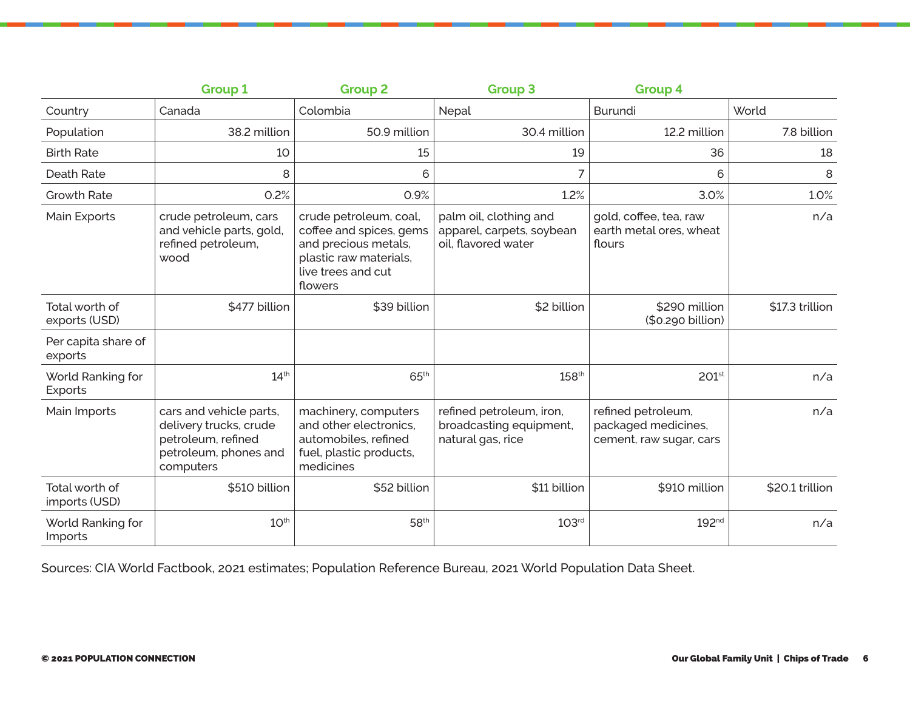| | Group 1 | Group 2 | Group 3 | Group 4 | |
|---|---|---|---|---|---|
| Country | Canada | Colombia | Nepal | Burundi | World |
| Population | 38.2 million | 50.9 million | 30.4 million | 12.2 million | 7.8 billion |
| Birth Rate | 10 | 15 | 19 | 36 | 18 |
| Death Rate | 8 | 6 | 7 | 6 | 8 |
| Growth Rate | 0.2% | 0.9% | 1.2% | 3.0% | 1.0% |
| Main Exports | crude petroleum, cars and vehicle parts, gold, refined petroleum, wood | crude petroleum, coal, coffee and spices, gems and precious metals, plastic raw materials, live trees and cut flowers | palm oil, clothing and apparel, carpets, soybean oil, flavored water | gold, coffee, tea, raw earth metal ores, wheat flours | n/a |
| Total worth of exports (USD) | $477 billion | $39 billion | $2 billion | $290 million ($0.290 billion) | $17.3 trillion |
| Per capita share of exports | | | | | |
| World Ranking for Exports | 14th | 65th | 158th | 201st | n/a |
| Main Imports | cars and vehicle parts, delivery trucks, crude petroleum, refined petroleum, phones and computers | machinery, computers and other electronics, automobiles, refined fuel, plastic products, medicines | refined petroleum, iron, broadcasting equipment, natural gas, rice | refined petroleum, packaged medicines, cement, raw sugar, cars | n/a |
| Total worth of imports (USD) | $510 billion | $52 billion | $11 billion | $910 million | $20.1 trillion |
| World Ranking for Imports | 10th | 58th | 103rd | 192nd | n/a |

Sources: CIA World Factbook, 2021 estimates; Population Reference Bureau, 2021 World Population Data Sheet.